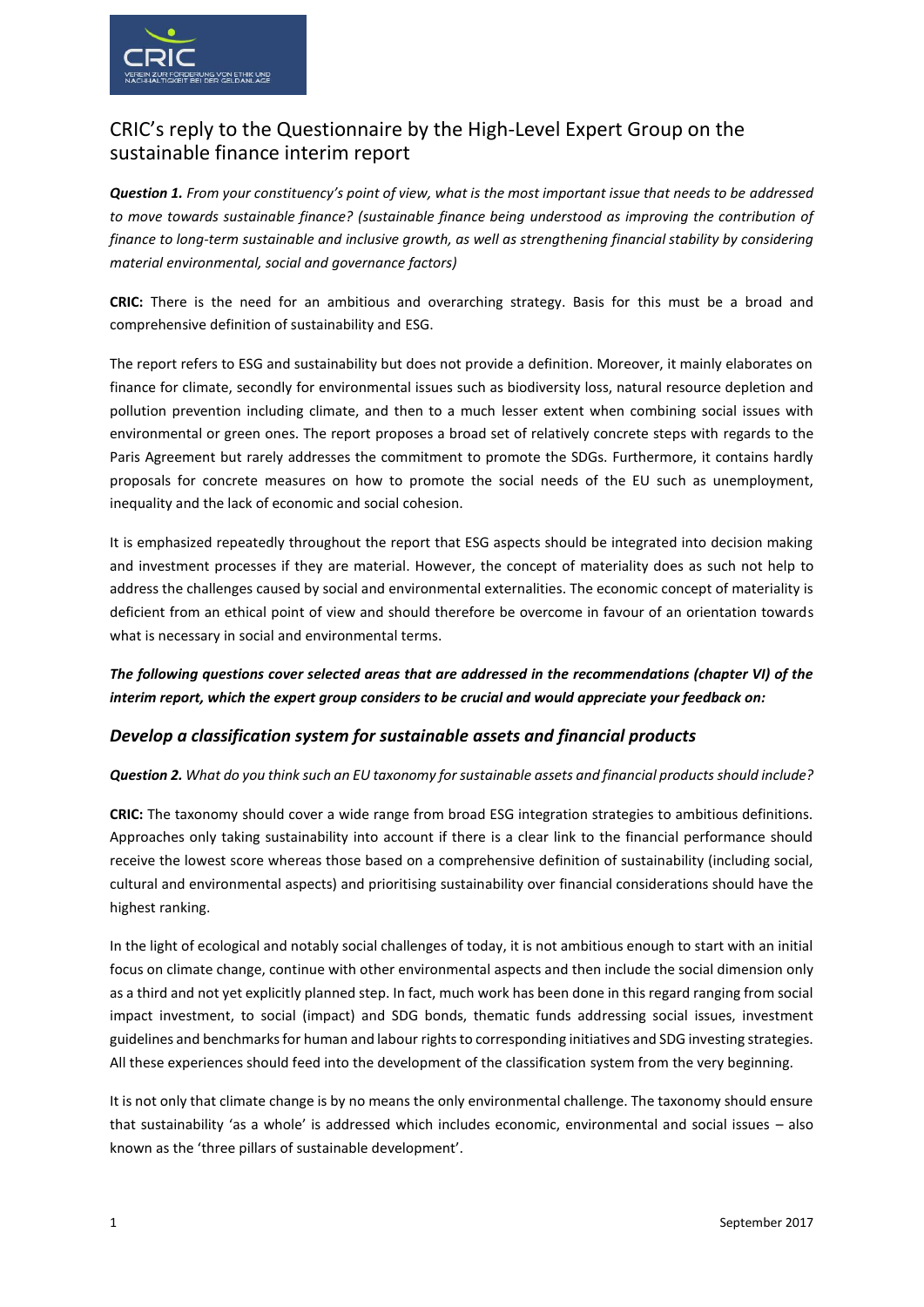# CRIC's reply to the Questionnaire by the High-Level Expert Group on the sustainable finance interim report

***Question 1.*** *From your constituency's point of view, what is the most important issue that needs to be addressed to move towards sustainable finance? (sustainable finance being understood as improving the contribution of finance to long-term sustainable and inclusive growth, as well as strengthening financial stability by considering material environmental, social and governance factors)*

**CRIC:** There is the need for an ambitious and overarching strategy. Basis for this must be a broad and comprehensive definition of sustainability and ESG.

The report refers to ESG and sustainability but does not provide a definition. Moreover, it mainly elaborates on finance for climate, secondly for environmental issues such as biodiversity loss, natural resource depletion and pollution prevention including climate, and then to a much lesser extent when combining social issues with environmental or green ones. The report proposes a broad set of relatively concrete steps with regards to the Paris Agreement but rarely addresses the commitment to promote the SDGs. Furthermore, it contains hardly proposals for concrete measures on how to promote the social needs of the EU such as unemployment, inequality and the lack of economic and social cohesion.

It is emphasized repeatedly throughout the report that ESG aspects should be integrated into decision making and investment processes if they are material. However, the concept of materiality does as such not help to address the challenges caused by social and environmental externalities. The economic concept of materiality is deficient from an ethical point of view and should therefore be overcome in favour of an orientation towards what is necessary in social and environmental terms.

***The following questions cover selected areas that are addressed in the recommendations (chapter VI) of the interim report, which the expert group considers to be crucial and would appreciate your feedback on:***

## *Develop a classification system for sustainable assets and financial products*

***Question 2.*** *What do you think such an EU taxonomy for sustainable assets and financial products should include?*

**CRIC:** The taxonomy should cover a wide range from broad ESG integration strategies to ambitious definitions. Approaches only taking sustainability into account if there is a clear link to the financial performance should receive the lowest score whereas those based on a comprehensive definition of sustainability (including social, cultural and environmental aspects) and prioritising sustainability over financial considerations should have the highest ranking.

In the light of ecological and notably social challenges of today, it is not ambitious enough to start with an initial focus on climate change, continue with other environmental aspects and then include the social dimension only as a third and not yet explicitly planned step. In fact, much work has been done in this regard ranging from social impact investment, to social (impact) and SDG bonds, thematic funds addressing social issues, investment guidelines and benchmarks for human and labour rights to corresponding initiatives and SDG investing strategies. All these experiences should feed into the development of the classification system from the very beginning.

It is not only that climate change is by no means the only environmental challenge. The taxonomy should ensure that sustainability 'as a whole' is addressed which includes economic, environmental and social issues – also known as the 'three pillars of sustainable development'.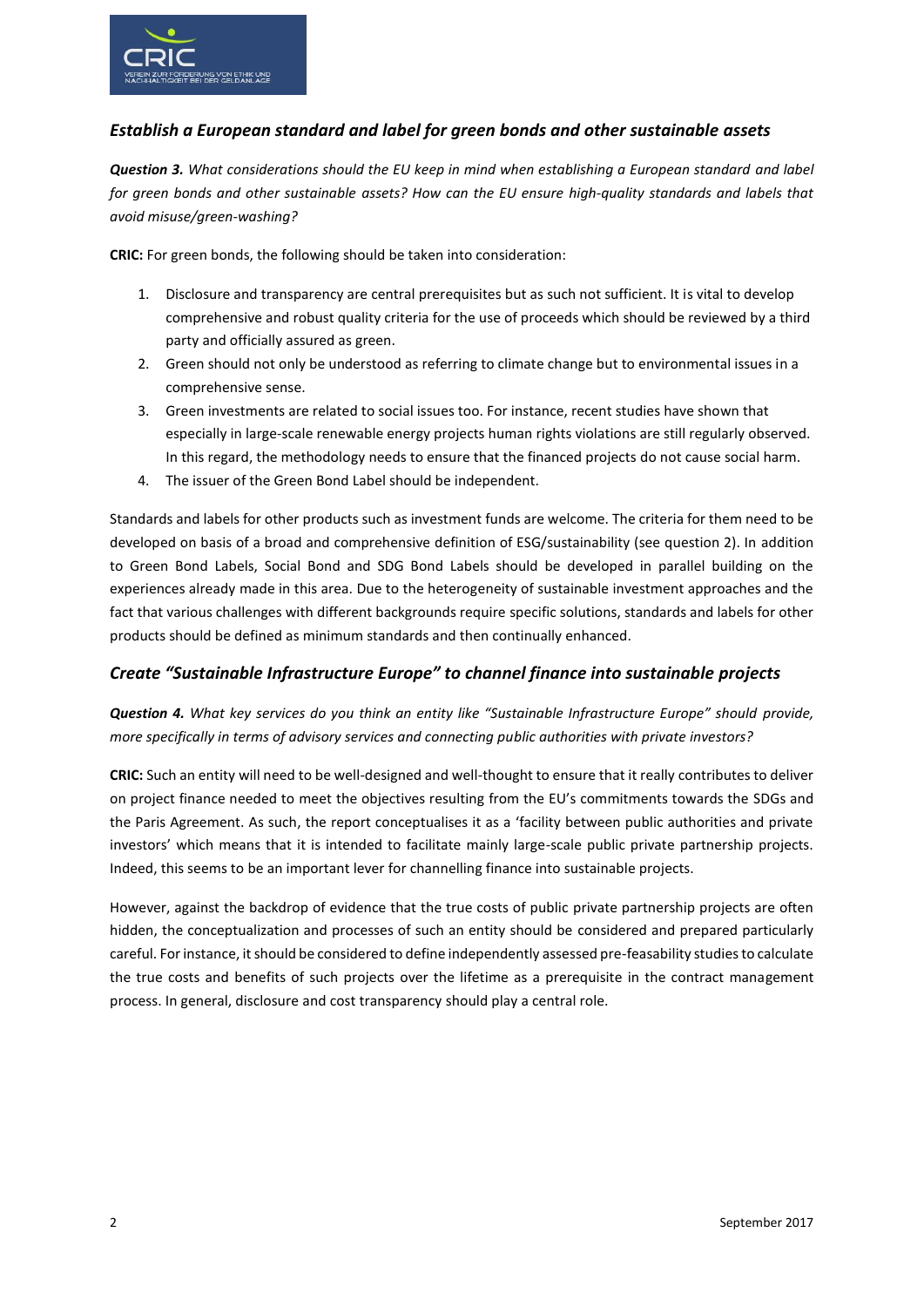## *Establish a European standard and label for green bonds and other sustainable assets*

***Question 3.*** *What considerations should the EU keep in mind when establishing a European standard and label for green bonds and other sustainable assets? How can the EU ensure high-quality standards and labels that avoid misuse/green-washing?*

**CRIC:** For green bonds, the following should be taken into consideration:

1. Disclosure and transparency are central prerequisites but as such not sufficient. It is vital to develop comprehensive and robust quality criteria for the use of proceeds which should be reviewed by a third party and officially assured as green.
2. Green should not only be understood as referring to climate change but to environmental issues in a comprehensive sense.
3. Green investments are related to social issues too. For instance, recent studies have shown that especially in large-scale renewable energy projects human rights violations are still regularly observed. In this regard, the methodology needs to ensure that the financed projects do not cause social harm.
4. The issuer of the Green Bond Label should be independent.

Standards and labels for other products such as investment funds are welcome. The criteria for them need to be developed on basis of a broad and comprehensive definition of ESG/sustainability (see question 2). In addition to Green Bond Labels, Social Bond and SDG Bond Labels should be developed in parallel building on the experiences already made in this area. Due to the heterogeneity of sustainable investment approaches and the fact that various challenges with different backgrounds require specific solutions, standards and labels for other products should be defined as minimum standards and then continually enhanced.

## *Create "Sustainable Infrastructure Europe" to channel finance into sustainable projects*

***Question 4.*** *What key services do you think an entity like "Sustainable Infrastructure Europe" should provide, more specifically in terms of advisory services and connecting public authorities with private investors?*

**CRIC:** Such an entity will need to be well-designed and well-thought to ensure that it really contributes to deliver on project finance needed to meet the objectives resulting from the EU's commitments towards the SDGs and the Paris Agreement. As such, the report conceptualises it as a 'facility between public authorities and private investors' which means that it is intended to facilitate mainly large-scale public private partnership projects. Indeed, this seems to be an important lever for channelling finance into sustainable projects.

However, against the backdrop of evidence that the true costs of public private partnership projects are often hidden, the conceptualization and processes of such an entity should be considered and prepared particularly careful. For instance, it should be considered to define independently assessed pre-feasability studies to calculate the true costs and benefits of such projects over the lifetime as a prerequisite in the contract management process. In general, disclosure and cost transparency should play a central role.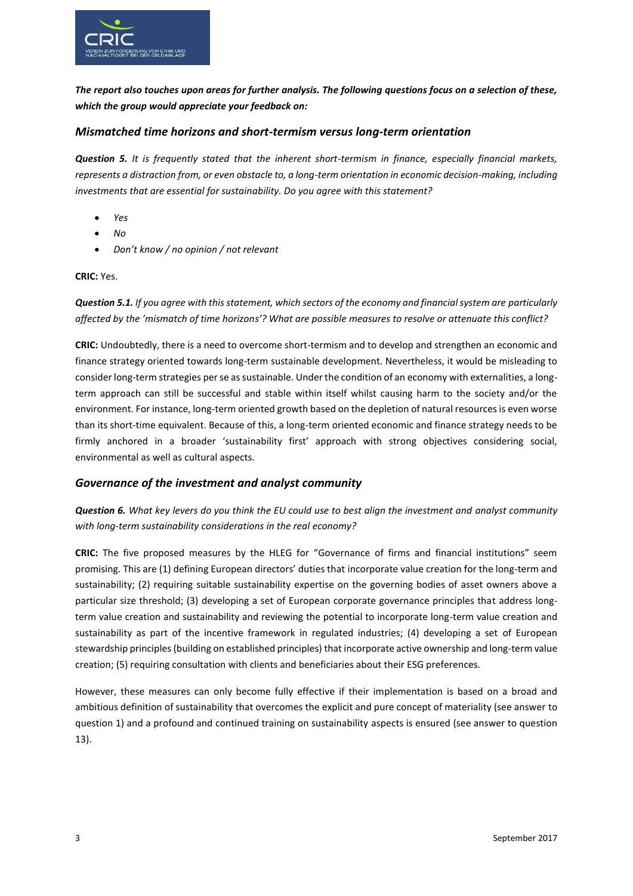***The report also touches upon areas for further analysis. The following questions focus on a selection of these, which the group would appreciate your feedback on:***

## *Mismatched time horizons and short-termism versus long-term orientation*

***Question 5.*** *It is frequently stated that the inherent short-termism in finance, especially financial markets, represents a distraction from, or even obstacle to, a long-term orientation in economic decision-making, including investments that are essential for sustainability. Do you agree with this statement?*

- *Yes*
- *No*
- *Don't know / no opinion / not relevant*

**CRIC:** Yes.

***Question 5.1.*** *If you agree with this statement, which sectors of the economy and financial system are particularly affected by the 'mismatch of time horizons'? What are possible measures to resolve or attenuate this conflict?*

**CRIC:** Undoubtedly, there is a need to overcome short-termism and to develop and strengthen an economic and finance strategy oriented towards long-term sustainable development. Nevertheless, it would be misleading to consider long-term strategies per se as sustainable. Under the condition of an economy with externalities, a long-term approach can still be successful and stable within itself whilst causing harm to the society and/or the environment. For instance, long-term oriented growth based on the depletion of natural resources is even worse than its short-time equivalent. Because of this, a long-term oriented economic and finance strategy needs to be firmly anchored in a broader 'sustainability first' approach with strong objectives considering social, environmental as well as cultural aspects.

## *Governance of the investment and analyst community*

***Question 6.*** *What key levers do you think the EU could use to best align the investment and analyst community with long-term sustainability considerations in the real economy?*

**CRIC:** The five proposed measures by the HLEG for "Governance of firms and financial institutions" seem promising. This are (1) defining European directors' duties that incorporate value creation for the long-term and sustainability; (2) requiring suitable sustainability expertise on the governing bodies of asset owners above a particular size threshold; (3) developing a set of European corporate governance principles that address long-term value creation and sustainability and reviewing the potential to incorporate long-term value creation and sustainability as part of the incentive framework in regulated industries; (4) developing a set of European stewardship principles (building on established principles) that incorporate active ownership and long-term value creation; (5) requiring consultation with clients and beneficiaries about their ESG preferences.

However, these measures can only become fully effective if their implementation is based on a broad and ambitious definition of sustainability that overcomes the explicit and pure concept of materiality (see answer to question 1) and a profound and continued training on sustainability aspects is ensured (see answer to question 13).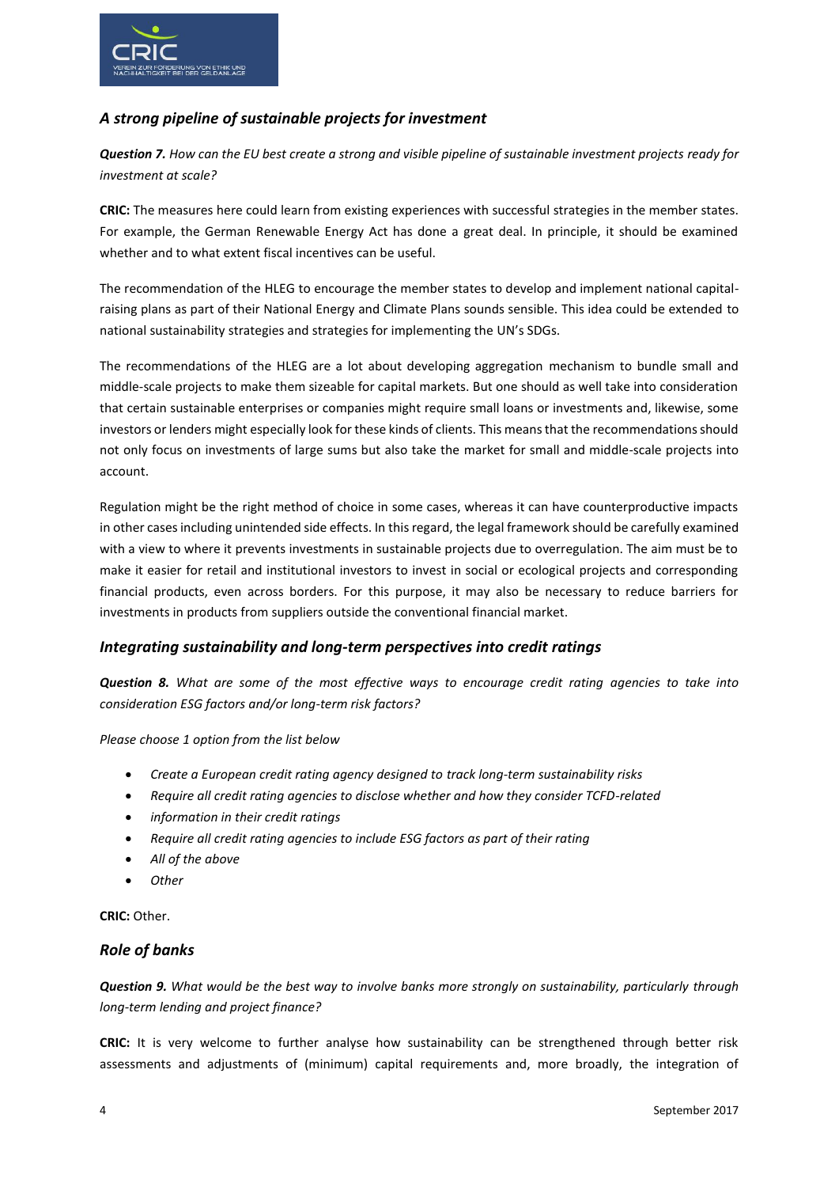## *A strong pipeline of sustainable projects for investment*

***Question 7.*** *How can the EU best create a strong and visible pipeline of sustainable investment projects ready for investment at scale?*

**CRIC:** The measures here could learn from existing experiences with successful strategies in the member states. For example, the German Renewable Energy Act has done a great deal. In principle, it should be examined whether and to what extent fiscal incentives can be useful.

The recommendation of the HLEG to encourage the member states to develop and implement national capital-raising plans as part of their National Energy and Climate Plans sounds sensible. This idea could be extended to national sustainability strategies and strategies for implementing the UN's SDGs.

The recommendations of the HLEG are a lot about developing aggregation mechanism to bundle small and middle-scale projects to make them sizeable for capital markets. But one should as well take into consideration that certain sustainable enterprises or companies might require small loans or investments and, likewise, some investors or lenders might especially look for these kinds of clients. This means that the recommendations should not only focus on investments of large sums but also take the market for small and middle-scale projects into account.

Regulation might be the right method of choice in some cases, whereas it can have counterproductive impacts in other cases including unintended side effects. In this regard, the legal framework should be carefully examined with a view to where it prevents investments in sustainable projects due to overregulation. The aim must be to make it easier for retail and institutional investors to invest in social or ecological projects and corresponding financial products, even across borders. For this purpose, it may also be necessary to reduce barriers for investments in products from suppliers outside the conventional financial market.

## *Integrating sustainability and long-term perspectives into credit ratings*

***Question 8.*** *What are some of the most effective ways to encourage credit rating agencies to take into consideration ESG factors and/or long-term risk factors?*

*Please choose 1 option from the list below*

- *Create a European credit rating agency designed to track long-term sustainability risks*
- *Require all credit rating agencies to disclose whether and how they consider TCFD-related*
- *information in their credit ratings*
- *Require all credit rating agencies to include ESG factors as part of their rating*
- *All of the above*
- *Other*

**CRIC:** Other.

## *Role of banks*

***Question 9.*** *What would be the best way to involve banks more strongly on sustainability, particularly through long-term lending and project finance?*

**CRIC:** It is very welcome to further analyse how sustainability can be strengthened through better risk assessments and adjustments of (minimum) capital requirements and, more broadly, the integration of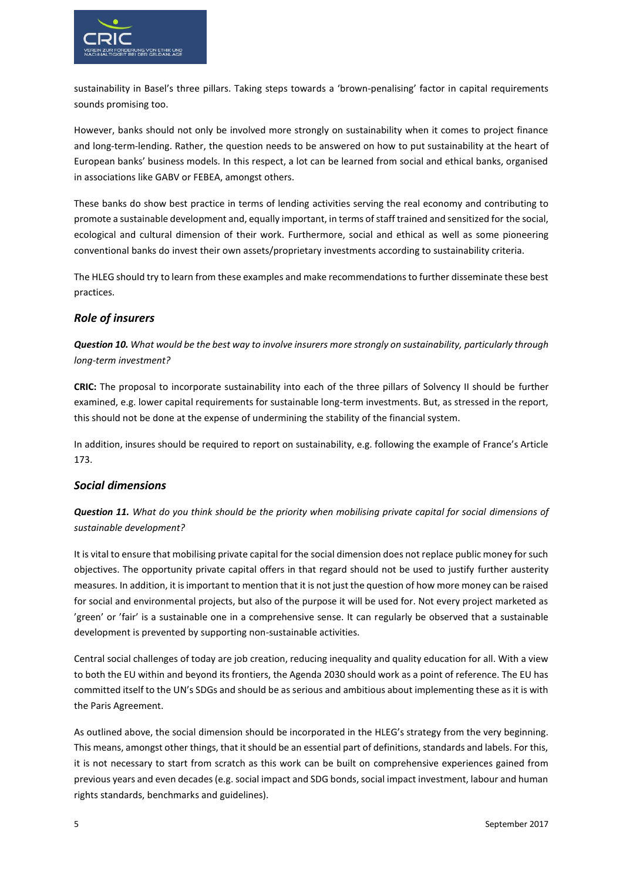sustainability in Basel's three pillars. Taking steps towards a 'brown-penalising' factor in capital requirements sounds promising too.

However, banks should not only be involved more strongly on sustainability when it comes to project finance and long-term-lending. Rather, the question needs to be answered on how to put sustainability at the heart of European banks' business models. In this respect, a lot can be learned from social and ethical banks, organised in associations like GABV or FEBEA, amongst others.

These banks do show best practice in terms of lending activities serving the real economy and contributing to promote a sustainable development and, equally important, in terms of staff trained and sensitized for the social, ecological and cultural dimension of their work. Furthermore, social and ethical as well as some pioneering conventional banks do invest their own assets/proprietary investments according to sustainability criteria.

The HLEG should try to learn from these examples and make recommendations to further disseminate these best practices.

### *Role of insurers*

***Question 10.*** *What would be the best way to involve insurers more strongly on sustainability, particularly through long-term investment?*

**CRIC:** The proposal to incorporate sustainability into each of the three pillars of Solvency II should be further examined, e.g. lower capital requirements for sustainable long-term investments. But, as stressed in the report, this should not be done at the expense of undermining the stability of the financial system.

In addition, insures should be required to report on sustainability, e.g. following the example of France's Article 173.

### *Social dimensions*

***Question 11.*** *What do you think should be the priority when mobilising private capital for social dimensions of sustainable development?*

It is vital to ensure that mobilising private capital for the social dimension does not replace public money for such objectives. The opportunity private capital offers in that regard should not be used to justify further austerity measures. In addition, it is important to mention that it is not just the question of how more money can be raised for social and environmental projects, but also of the purpose it will be used for. Not every project marketed as 'green' or 'fair' is a sustainable one in a comprehensive sense. It can regularly be observed that a sustainable development is prevented by supporting non-sustainable activities.

Central social challenges of today are job creation, reducing inequality and quality education for all. With a view to both the EU within and beyond its frontiers, the Agenda 2030 should work as a point of reference. The EU has committed itself to the UN's SDGs and should be as serious and ambitious about implementing these as it is with the Paris Agreement.

As outlined above, the social dimension should be incorporated in the HLEG's strategy from the very beginning. This means, amongst other things, that it should be an essential part of definitions, standards and labels. For this, it is not necessary to start from scratch as this work can be built on comprehensive experiences gained from previous years and even decades (e.g. social impact and SDG bonds, social impact investment, labour and human rights standards, benchmarks and guidelines).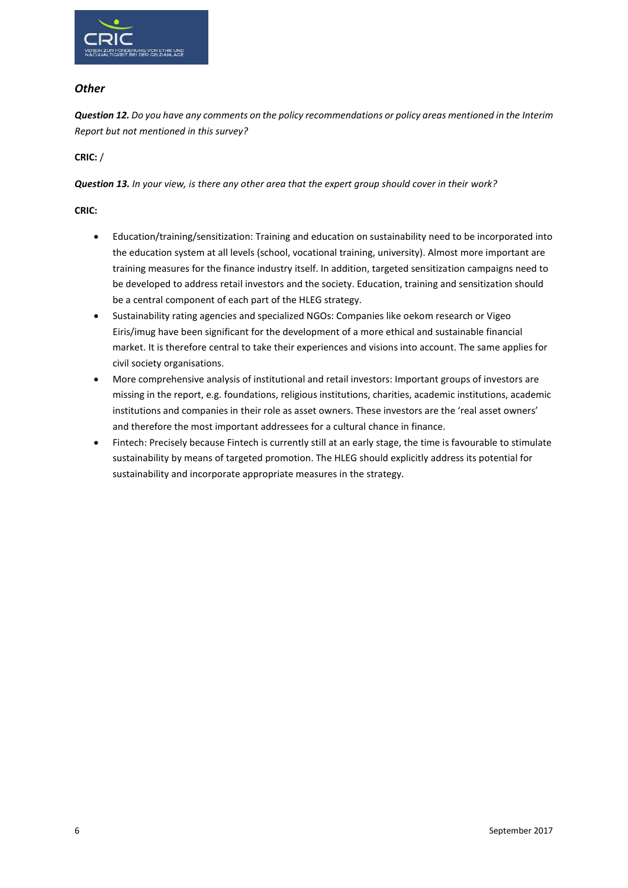### *Other*

***Question 12.*** *Do you have any comments on the policy recommendations or policy areas mentioned in the Interim Report but not mentioned in this survey?*

**CRIC:** /

***Question 13.*** *In your view, is there any other area that the expert group should cover in their work?*

**CRIC:**

- Education/training/sensitization: Training and education on sustainability need to be incorporated into the education system at all levels (school, vocational training, university). Almost more important are training measures for the finance industry itself. In addition, targeted sensitization campaigns need to be developed to address retail investors and the society. Education, training and sensitization should be a central component of each part of the HLEG strategy.
- Sustainability rating agencies and specialized NGOs: Companies like oekom research or Vigeo Eiris/imug have been significant for the development of a more ethical and sustainable financial market. It is therefore central to take their experiences and visions into account. The same applies for civil society organisations.
- More comprehensive analysis of institutional and retail investors: Important groups of investors are missing in the report, e.g. foundations, religious institutions, charities, academic institutions, academic institutions and companies in their role as asset owners. These investors are the 'real asset owners' and therefore the most important addressees for a cultural chance in finance.
- Fintech: Precisely because Fintech is currently still at an early stage, the time is favourable to stimulate sustainability by means of targeted promotion. The HLEG should explicitly address its potential for sustainability and incorporate appropriate measures in the strategy.